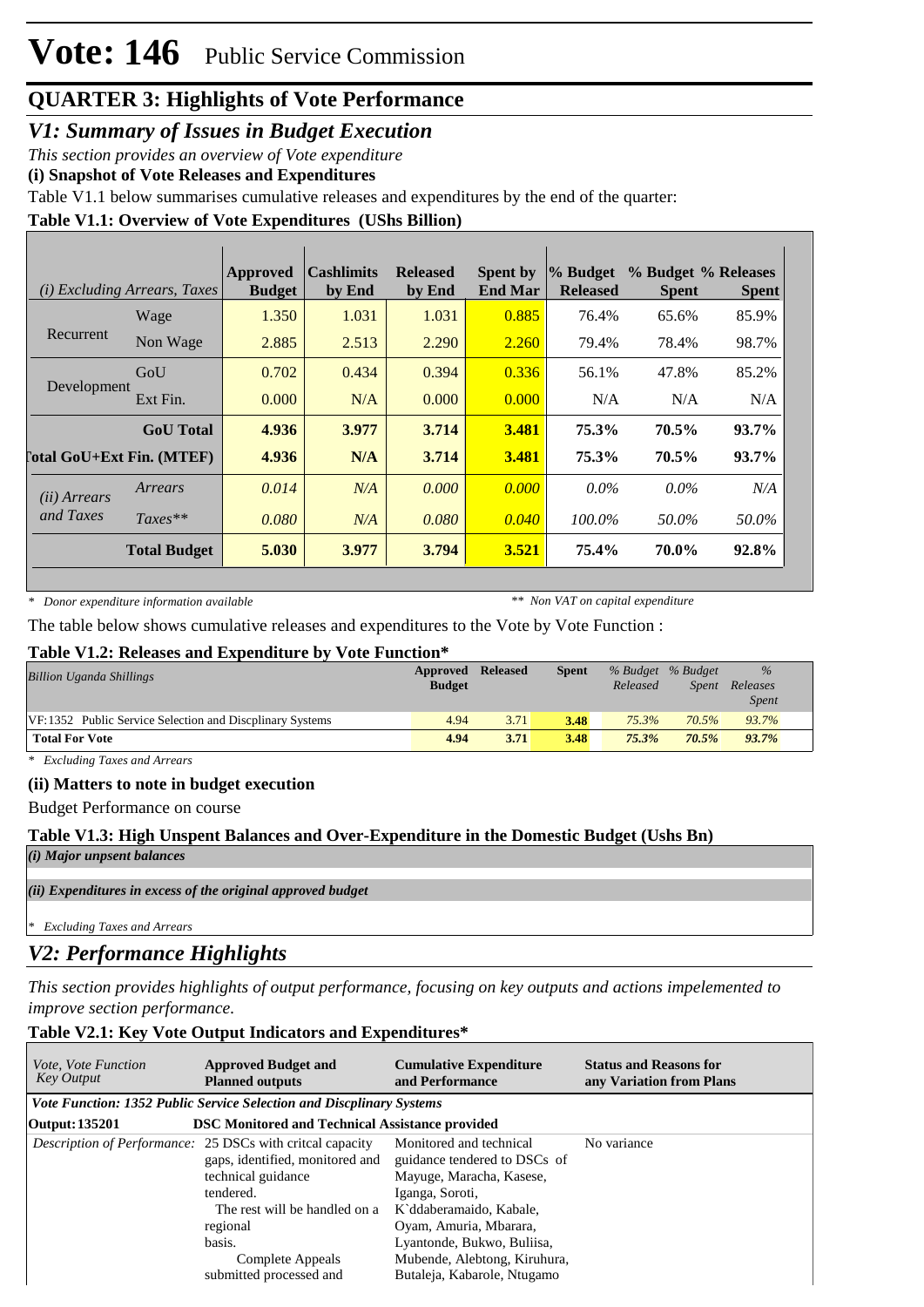# Vote: 146 Public Service Commission

## QUARTER 3: Highlights of Vote Performance

### *V1: Summary of Issues in Budget Execution*

*This section provides an overview of Vote expenditure*

**(i) Snapshot of Vote Releases and Expenditures**

Table V1.1 below summarises cumulative releases and expenditures by the end of the quarter:

**Table V1.1: Overview of Vote Expenditures (UShs Billion)**

| *(i) Excluding Arrears, Taxes* | | Approved Budget | Cashlimits by End | Released by End | Spent by End Mar | % Budget Released | % Budget Spent | % Releases Spent |
|---|---|---|---|---|---|---|---|---|
| Recurrent | Wage | 1.350 | 1.031 | 1.031 | 0.885 | 76.4% | 65.6% | 85.9% |
| | Non Wage | 2.885 | 2.513 | 2.290 | 2.260 | 79.4% | 78.4% | 98.7% |
| Development | GoU | 0.702 | 0.434 | 0.394 | 0.336 | 56.1% | 47.8% | 85.2% |
| | Ext Fin. | 0.000 | N/A | 0.000 | 0.000 | N/A | N/A | N/A |
| | **GoU Total** | **4.936** | **3.977** | **3.714** | **3.481** | **75.3%** | **70.5%** | **93.7%** |
| **Total GoU+Ext Fin. (MTEF)** | | **4.936** | **N/A** | **3.714** | **3.481** | **75.3%** | **70.5%** | **93.7%** |
| *(ii) Arrears and Taxes* | *Arrears* | *0.014* | *N/A* | *0.000* | *0.000* | *0.0%* | *0.0%* | *N/A* |
| | *Taxes*** | *0.080* | *N/A* | *0.080* | *0.040* | *100.0%* | *50.0%* | *50.0%* |
| | **Total Budget** | **5.030** | **3.977** | **3.794** | **3.521** | **75.4%** | **70.0%** | **92.8%** |

*\* Donor expenditure information available* 　　　　*\*\* Non VAT on capital expenditure*

The table below shows cumulative releases and expenditures to the Vote by Vote Function :

**Table V1.2: Releases and Expenditure by Vote Function***

| *Billion Uganda Shillings* | Approved Budget | Released | Spent | *% Budget Released* | *% Budget Spent* | *% Releases Spent* |
|---|---|---|---|---|---|---|
| VF:1352 Public Service Selection and Discplinary Systems | 4.94 | 3.71 | 3.48 | 75.3% | 70.5% | 93.7% |
| **Total For Vote** | **4.94** | **3.71** | **3.48** | **75.3%** | **70.5%** | **93.7%** |

*\* Excluding Taxes and Arrears*

**(ii) Matters to note in budget execution**

Budget Performance on course

**Table V1.3: High Unspent Balances and Over-Expenditure in the Domestic Budget (Ushs Bn)**

*(i) Major unpsent balances*

*(ii) Expenditures in excess of the original approved budget*

*\* Excluding Taxes and Arrears*

### *V2: Performance Highlights*

*This section provides highlights of output performance, focusing on key outputs and actions impelemented to improve section performance.*

**Table V2.1: Key Vote Output Indicators and Expenditures***

| *Vote, Vote Function Key Output* | Approved Budget and Planned outputs | Cumulative Expenditure and Performance | Status and Reasons for any Variation from Plans |
|---|---|---|---|
| ***Vote Function: 1352 Public Service Selection and Discplinary Systems*** | | | |
| **Output: 135201** | **DSC Monitored and Technical Assistance provided** | | |
| *Description of Performance:* | 25 DSCs with critcal capacity gaps, identified, monitored and technical guidance tendered. The rest will be handled on a regional basis. Complete Appeals submitted processed and | Monitored and technical guidance tendered to DSCs of Mayuge, Maracha, Kasese, Iganga, Soroti, K`ddaberamaido, Kabale, Oyam, Amuria, Mbarara, Lyantonde, Bukwo, Buliisa, Mubende, Alebtong, Kiruhura, Butaleja, Kabarole, Ntugamo | No variance |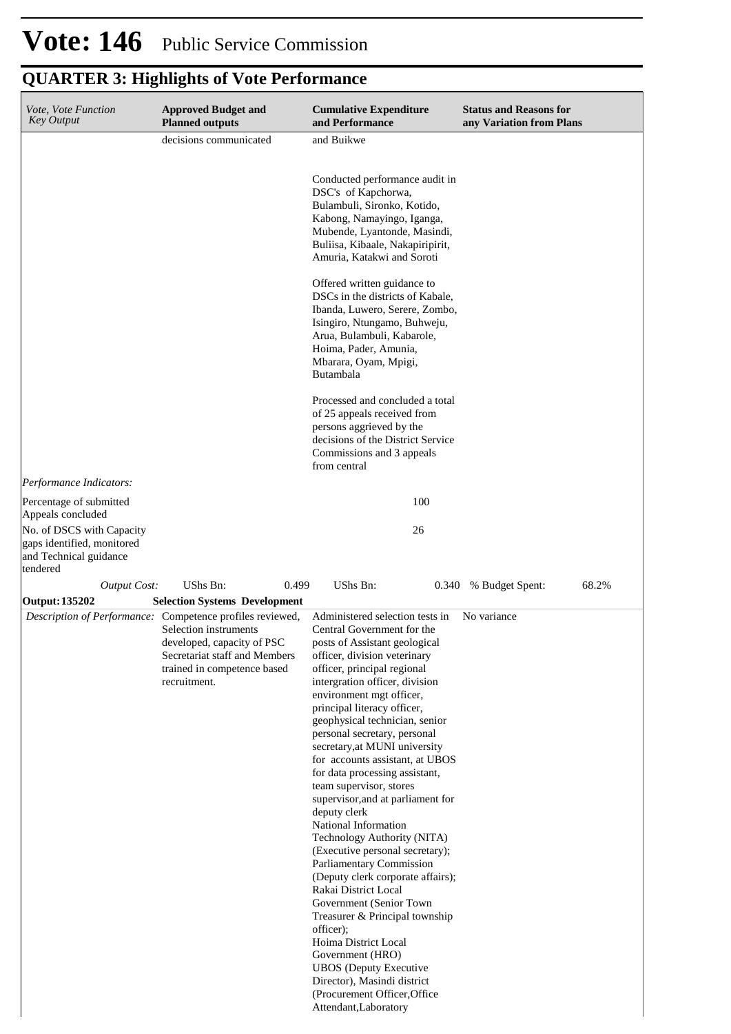# Vote: 146 Public Service Commission

## QUARTER 3: Highlights of Vote Performance

| *Vote, Vote Function Key Output* | **Approved Budget and Planned outputs** | **Cumulative Expenditure and Performance** | **Status and Reasons for any Variation from Plans** |
|---|---|---|---|
| | decisions communicated | and Buikwe<br><br>Conducted performance audit in DSC's of Kapchorwa, Bulambuli, Sironko, Kotido, Kabong, Namayingo, Iganga, Mubende, Lyantonde, Masindi, Buliisa, Kibaale, Nakapiripirit, Amuria, Katakwi and Soroti<br><br>Offered written guidance to DSCs in the districts of Kabale, Ibanda, Luwero, Serere, Zombo, Isingiro, Ntungamo, Buhweju, Arua, Bulambuli, Kabarole, Hoima, Pader, Amunia, Mbarara, Oyam, Mpigi, Butambala<br><br>Processed and concluded a total of 25 appeals received from persons aggrieved by the decisions of the District Service Commissions and 3 appeals from central | |
| *Performance Indicators:* | | | |
| Percentage of submitted Appeals concluded | | 100 | |
| No. of DSCS with Capacity gaps identified, monitored and Technical guidance tendered | | 26 | |
| *Output Cost:* | UShs Bn: 0.499 | UShs Bn: 0.340 | % Budget Spent: 68.2% |
| **Output: 135202** | **Selection Systems Development** | | |
| *Description of Performance:* | Competence profiles reviewed, Selection instruments developed, capacity of PSC Secretariat staff and Members trained in competence based recruitment. | Administered selection tests in Central Government for the posts of Assistant geological officer, division veterinary officer, principal regional intergration officer, division environment mgt officer, principal literacy officer, geophysical technician, senior personal secretary, personal secretary,at MUNI university for accounts assistant, at UBOS for data processing assistant, team supervisor, stores supervisor,and at parliament for deputy clerk<br>National Information Technology Authority (NITA) (Executive personal secretary);<br>Parliamentary Commission (Deputy clerk corporate affairs);<br>Rakai District Local Government (Senior Town Treasurer & Principal township officer);<br>Hoima District Local Government (HRO)<br>UBOS (Deputy Executive Director), Masindi district (Procurement Officer,Office Attendant,Laboratory | No variance |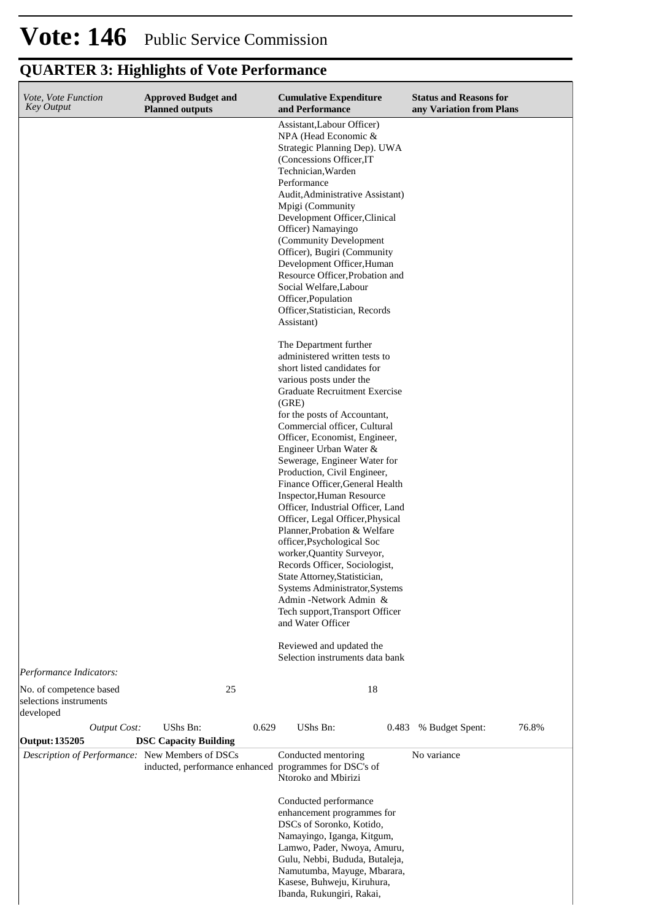# Vote: 146 Public Service Commission

## QUARTER 3: Highlights of Vote Performance

| *Vote, Vote Function Key Output* | **Approved Budget and Planned outputs** | **Cumulative Expenditure and Performance** | **Status and Reasons for any Variation from Plans** |
|---|---|---|---|
| | | Assistant,Labour Officer) NPA (Head Economic & Strategic Planning Dep). UWA (Concessions Officer,IT Technician,Warden Performance Audit,Administrative Assistant) Mpigi (Community Development Officer,Clinical Officer) Namayingo (Community Development Officer), Bugiri (Community Development Officer,Human Resource Officer,Probation and Social Welfare,Labour Officer,Population Officer,Statistician, Records Assistant)<br><br>The Department further administered written tests to short listed candidates for various posts under the Graduate Recruitment Exercise (GRE) for the posts of Accountant, Commercial officer, Cultural Officer, Economist, Engineer, Engineer Urban Water & Sewerage, Engineer Water for Production, Civil Engineer, Finance Officer,General Health Inspector,Human Resource Officer, Industrial Officer, Land Officer, Legal Officer,Physical Planner,Probation & Welfare officer,Psychological Soc worker,Quantity Surveyor, Records Officer, Sociologist, State Attorney,Statistician, Systems Administrator,Systems Admin -Network Admin & Tech support,Transport Officer and Water Officer<br><br>Reviewed and updated the Selection instruments data bank | |
| *Performance Indicators:* | | | |
| No. of competence based selections instruments developed | 25 | 18 | |
| *Output Cost:* | UShs Bn: 0.629 | UShs Bn: 0.483 | % Budget Spent: 76.8% |
| **Output: 135205** | **DSC Capacity Building** | | |
| *Description of Performance:* | New Members of DSCs inducted, performance enhanced | Conducted mentoring programmes for DSC's of Ntoroko and Mbirizi<br><br>Conducted performance enhancement programmes for DSCs of Soronko, Kotido, Namayingo, Iganga, Kitgum, Lamwo, Pader, Nwoya, Amuru, Gulu, Nebbi, Bududa, Butaleja, Namutumba, Mayuge, Mbarara, Kasese, Buhweju, Kiruhura, Ibanda, Rukungiri, Rakai, | No variance |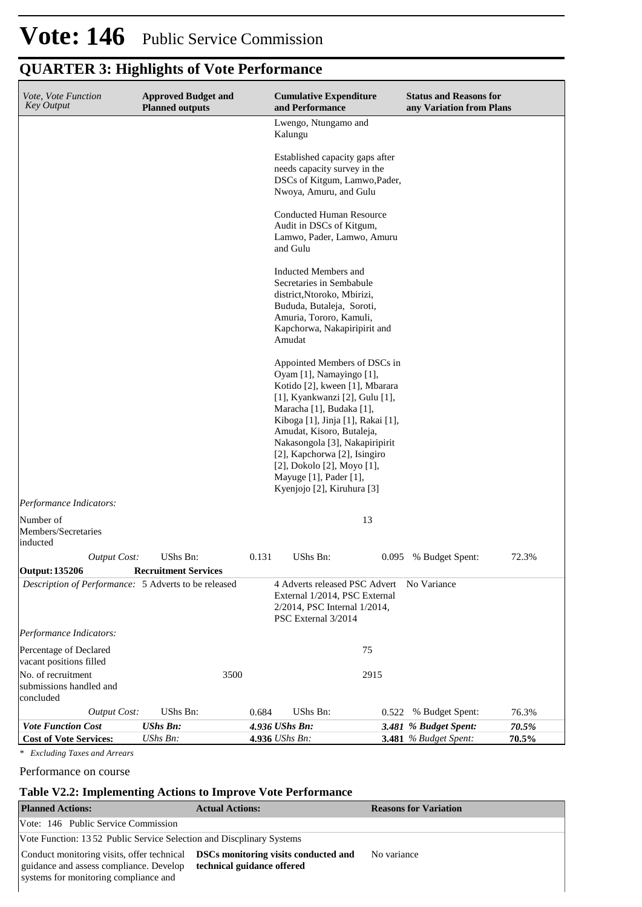# Vote: 146 Public Service Commission

## QUARTER 3: Highlights of Vote Performance

| *Vote, Vote Function Key Output* | **Approved Budget and Planned outputs** | | **Cumulative Expenditure and Performance** | | **Status and Reasons for any Variation from Plans** | |
|---|---|---|---|---|---|---|
| | | | Lwengo, Ntungamo and Kalungu<br><br>Established capacity gaps after needs capacity survey in the DSCs of Kitgum, Lamwo,Pader, Nwoya, Amuru, and Gulu<br><br>Conducted Human Resource Audit in DSCs of Kitgum, Lamwo, Pader, Lamwo, Amuru and Gulu<br><br>Inducted Members and Secretaries in Sembabule district,Ntoroko, Mbirizi, Bududa, Butaleja, Soroti, Amuria, Tororo, Kamuli, Kapchorwa, Nakapiripirit and Amudat<br><br>Appointed Members of DSCs in Oyam [1], Namayingo [1], Kotido [2], kween [1], Mbarara [1], Kyankwanzi [2], Gulu [1], Maracha [1], Budaka [1], Kiboga [1], Jinja [1], Rakai [1], Amudat, Kisoro, Butaleja, Nakasongola [3], Nakapiripirit [2], Kapchorwa [2], Isingiro [2], Dokolo [2], Moyo [1], Mayuge [1], Pader [1], Kyenjojo [2], Kiruhura [3] | | | |
| *Performance Indicators:* | | | | | | |
| Number of Members/Secretaries inducted | | | | 13 | | |
| *Output Cost:* | UShs Bn: | 0.131 | UShs Bn: | 0.095 | % Budget Spent: | 72.3% |
| **Output: 135206** | **Recruitment Services** | | | | | |
| *Description of Performance:* | 5 Adverts to be released | | 4 Adverts released PSC Advert External 1/2014, PSC External 2/2014, PSC Internal 1/2014, PSC External 3/2014 | | No Variance | |
| *Performance Indicators:* | | | | | | |
| Percentage of Declared vacant positions filled | | | | 75 | | |
| No. of recruitment submissions handled and concluded | | 3500 | | 2915 | | |
| *Output Cost:* | UShs Bn: | 0.684 | UShs Bn: | 0.522 | % Budget Spent: | 76.3% |
| ***Vote Function Cost*** | ***UShs Bn:*** | ***4.936*** | ***UShs Bn:*** | ***3.481*** | ***% Budget Spent:*** | ***70.5%*** |
| **Cost of Vote Services:** | *UShs Bn:* | **4.936** | *UShs Bn:* | **3.481** | *% Budget Spent:* | **70.5%** |

*\* Excluding Taxes and Arrears*

Performance on course

### Table V2.2: Implementing Actions to Improve Vote Performance

| **Planned Actions:** | **Actual Actions:** | **Reasons for Variation** |
|---|---|---|
| Vote: 146 Public Service Commission | | |
| Vote Function: 13 52 Public Service Selection and Discplinary Systems | | |
| Conduct monitoring visits, offer technical guidance and assess compliance. Develop systems for monitoring compliance and | **DSCs monitoring visits conducted and technical guidance offered** | No variance |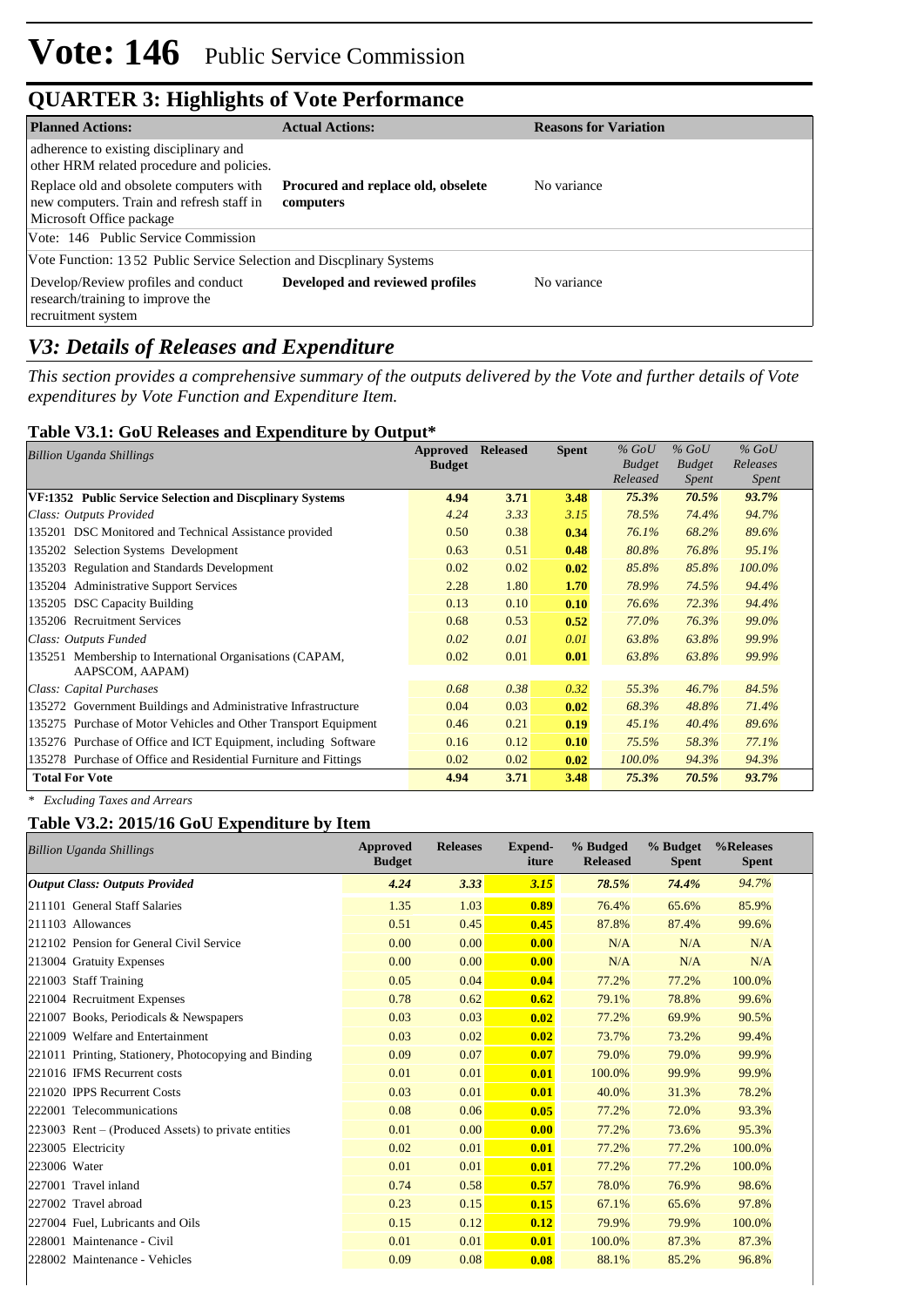# Vote: 146 Public Service Commission

## QUARTER 3: Highlights of Vote Performance

| Planned Actions: | Actual Actions: | Reasons for Variation |
|---|---|---|
| adherence to existing disciplinary and other HRM related procedure and policies. | | |
| Replace old and obsolete computers with new computers. Train and refresh staff in Microsoft Office package | **Procured and replace old, obselete computers** | No variance |
| Vote: 146 Public Service Commission | | |
| Vote Function: 13 52 Public Service Selection and Discplinary Systems | | |
| Develop/Review profiles and conduct research/training to improve the recruitment system | **Developed and reviewed profiles** | No variance |

## *V3: Details of Releases and Expenditure*

*This section provides a comprehensive summary of the outputs delivered by the Vote and further details of Vote expenditures by Vote Function and Expenditure Item.*

### Table V3.1: GoU Releases and Expenditure by Output*

| *Billion Uganda Shillings* | Approved Budget | Released | Spent | *% GoU Budget Released* | *% GoU Budget Spent* | *% GoU Releases Spent* |
|---|---|---|---|---|---|---|
| **VF:1352 Public Service Selection and Discplinary Systems** | **4.94** | **3.71** | **3.48** | ***75.3%*** | ***70.5%*** | ***93.7%*** |
| *Class: Outputs Provided* | *4.24* | *3.33* | *3.15* | *78.5%* | *74.4%* | *94.7%* |
| 135201 DSC Monitored and Technical Assistance provided | 0.50 | 0.38 | **0.34** | *76.1%* | *68.2%* | *89.6%* |
| 135202 Selection Systems Development | 0.63 | 0.51 | **0.48** | *80.8%* | *76.8%* | *95.1%* |
| 135203 Regulation and Standards Development | 0.02 | 0.02 | **0.02** | *85.8%* | *85.8%* | *100.0%* |
| 135204 Administrative Support Services | 2.28 | 1.80 | **1.70** | *78.9%* | *74.5%* | *94.4%* |
| 135205 DSC Capacity Building | 0.13 | 0.10 | **0.10** | *76.6%* | *72.3%* | *94.4%* |
| 135206 Recruitment Services | 0.68 | 0.53 | **0.52** | *77.0%* | *76.3%* | *99.0%* |
| *Class: Outputs Funded* | *0.02* | *0.01* | *0.01* | *63.8%* | *63.8%* | *99.9%* |
| 135251 Membership to International Organisations (CAPAM, AAPSCOM, AAPAM) | 0.02 | 0.01 | **0.01** | *63.8%* | *63.8%* | *99.9%* |
| *Class: Capital Purchases* | *0.68* | *0.38* | *0.32* | *55.3%* | *46.7%* | *84.5%* |
| 135272 Government Buildings and Administrative Infrastructure | 0.04 | 0.03 | **0.02** | *68.3%* | *48.8%* | *71.4%* |
| 135275 Purchase of Motor Vehicles and Other Transport Equipment | 0.46 | 0.21 | **0.19** | *45.1%* | *40.4%* | *89.6%* |
| 135276 Purchase of Office and ICT Equipment, including Software | 0.16 | 0.12 | **0.10** | *75.5%* | *58.3%* | *77.1%* |
| 135278 Purchase of Office and Residential Furniture and Fittings | 0.02 | 0.02 | **0.02** | *100.0%* | *94.3%* | *94.3%* |
| **Total For Vote** | **4.94** | **3.71** | **3.48** | ***75.3%*** | ***70.5%*** | ***93.7%*** |

*\* Excluding Taxes and Arrears*

### Table V3.2: 2015/16 GoU Expenditure by Item

| *Billion Uganda Shillings* | Approved Budget | Releases | Expend-iture | % Budged Released | % Budget Spent | %Releases Spent |
|---|---|---|---|---|---|---|
| ***Output Class: Outputs Provided*** | ***4.24*** | ***3.33*** | ***3.15*** | ***78.5%*** | ***74.4%*** | *94.7%* |
| 211101 General Staff Salaries | 1.35 | 1.03 | **0.89** | 76.4% | 65.6% | 85.9% |
| 211103 Allowances | 0.51 | 0.45 | **0.45** | 87.8% | 87.4% | 99.6% |
| 212102 Pension for General Civil Service | 0.00 | 0.00 | **0.00** | N/A | N/A | N/A |
| 213004 Gratuity Expenses | 0.00 | 0.00 | **0.00** | N/A | N/A | N/A |
| 221003 Staff Training | 0.05 | 0.04 | **0.04** | 77.2% | 77.2% | 100.0% |
| 221004 Recruitment Expenses | 0.78 | 0.62 | **0.62** | 79.1% | 78.8% | 99.6% |
| 221007 Books, Periodicals & Newspapers | 0.03 | 0.03 | **0.02** | 77.2% | 69.9% | 90.5% |
| 221009 Welfare and Entertainment | 0.03 | 0.02 | **0.02** | 73.7% | 73.2% | 99.4% |
| 221011 Printing, Stationery, Photocopying and Binding | 0.09 | 0.07 | **0.07** | 79.0% | 79.0% | 99.9% |
| 221016 IFMS Recurrent costs | 0.01 | 0.01 | **0.01** | 100.0% | 99.9% | 99.9% |
| 221020 IPPS Recurrent Costs | 0.03 | 0.01 | **0.01** | 40.0% | 31.3% | 78.2% |
| 222001 Telecommunications | 0.08 | 0.06 | **0.05** | 77.2% | 72.0% | 93.3% |
| 223003 Rent – (Produced Assets) to private entities | 0.01 | 0.00 | **0.00** | 77.2% | 73.6% | 95.3% |
| 223005 Electricity | 0.02 | 0.01 | **0.01** | 77.2% | 77.2% | 100.0% |
| 223006 Water | 0.01 | 0.01 | **0.01** | 77.2% | 77.2% | 100.0% |
| 227001 Travel inland | 0.74 | 0.58 | **0.57** | 78.0% | 76.9% | 98.6% |
| 227002 Travel abroad | 0.23 | 0.15 | **0.15** | 67.1% | 65.6% | 97.8% |
| 227004 Fuel, Lubricants and Oils | 0.15 | 0.12 | **0.12** | 79.9% | 79.9% | 100.0% |
| 228001 Maintenance - Civil | 0.01 | 0.01 | **0.01** | 100.0% | 87.3% | 87.3% |
| 228002 Maintenance - Vehicles | 0.09 | 0.08 | **0.08** | 88.1% | 85.2% | 96.8% |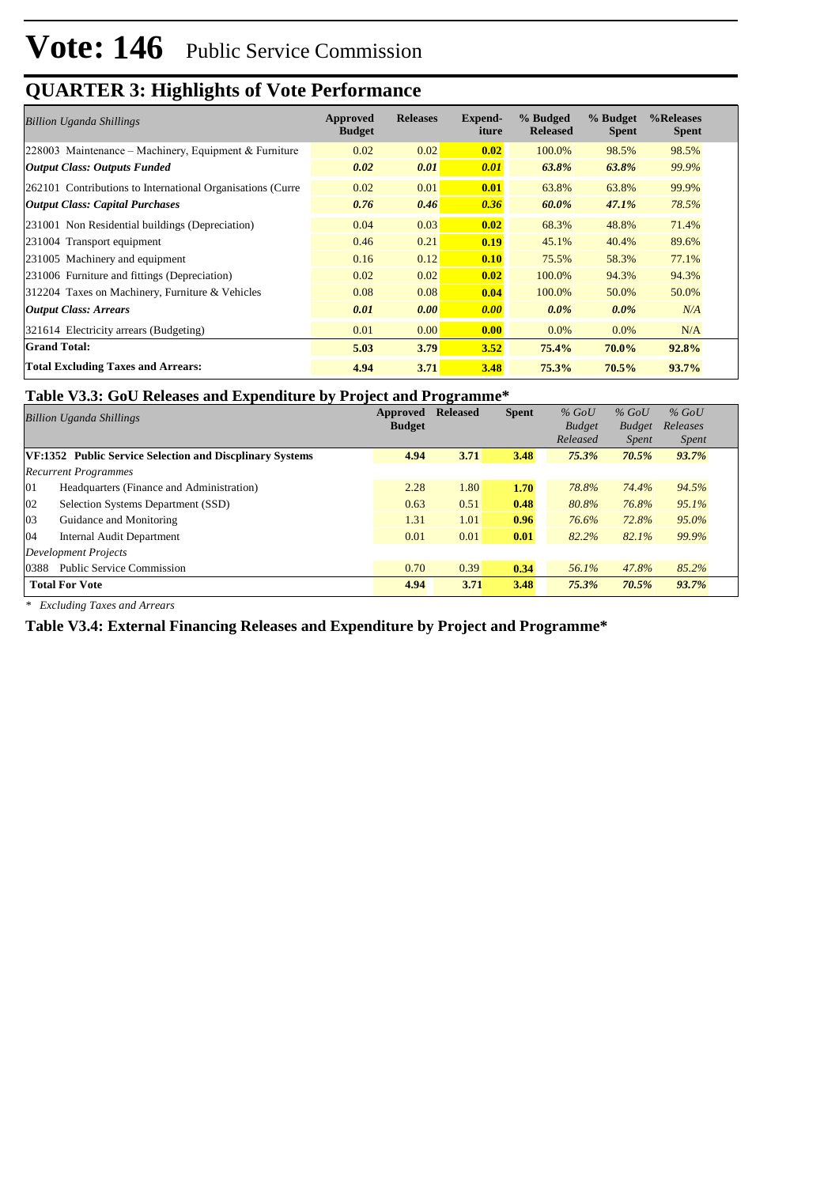# Vote: 146 Public Service Commission

## QUARTER 3: Highlights of Vote Performance

| *Billion Uganda Shillings* | Approved Budget | Releases | Expend-iture | % Budged Released | % Budget Spent | %Releases Spent |
|---|---|---|---|---|---|---|
| 228003 Maintenance – Machinery, Equipment & Furniture | 0.02 | 0.02 | 0.02 | 100.0% | 98.5% | 98.5% |
| ***Output Class: Outputs Funded*** | ***0.02*** | ***0.01*** | ***0.01*** | ***63.8%*** | ***63.8%*** | ***99.9%*** |
| 262101 Contributions to International Organisations (Curre | 0.02 | 0.01 | 0.01 | 63.8% | 63.8% | 99.9% |
| ***Output Class: Capital Purchases*** | ***0.76*** | ***0.46*** | ***0.36*** | ***60.0%*** | ***47.1%*** | ***78.5%*** |
| 231001 Non Residential buildings (Depreciation) | 0.04 | 0.03 | 0.02 | 68.3% | 48.8% | 71.4% |
| 231004 Transport equipment | 0.46 | 0.21 | 0.19 | 45.1% | 40.4% | 89.6% |
| 231005 Machinery and equipment | 0.16 | 0.12 | 0.10 | 75.5% | 58.3% | 77.1% |
| 231006 Furniture and fittings (Depreciation) | 0.02 | 0.02 | 0.02 | 100.0% | 94.3% | 94.3% |
| 312204 Taxes on Machinery, Furniture & Vehicles | 0.08 | 0.08 | 0.04 | 100.0% | 50.0% | 50.0% |
| ***Output Class: Arrears*** | ***0.01*** | ***0.00*** | ***0.00*** | ***0.0%*** | ***0.0%*** | ***N/A*** |
| 321614 Electricity arrears (Budgeting) | 0.01 | 0.00 | 0.00 | 0.0% | 0.0% | N/A |
| **Grand Total:** | **5.03** | **3.79** | **3.52** | **75.4%** | **70.0%** | **92.8%** |
| **Total Excluding Taxes and Arrears:** | **4.94** | **3.71** | **3.48** | **75.3%** | **70.5%** | **93.7%** |

### Table V3.3: GoU Releases and Expenditure by Project and Programme*

| *Billion Uganda Shillings* | Approved Budget | Released | Spent | *% GoU Budget Released* | *% GoU Budget Spent* | *% GoU Releases Spent* |
|---|---|---|---|---|---|---|
| **VF:1352 Public Service Selection and Discplinary Systems** | **4.94** | **3.71** | **3.48** | ***75.3%*** | ***70.5%*** | ***93.7%*** |
| *Recurrent Programmes* | | | | | | |
| 01 Headquarters (Finance and Administration) | 2.28 | 1.80 | 1.70 | *78.8%* | *74.4%* | *94.5%* |
| 02 Selection Systems Department (SSD) | 0.63 | 0.51 | 0.48 | *80.8%* | *76.8%* | *95.1%* |
| 03 Guidance and Monitoring | 1.31 | 1.01 | 0.96 | *76.6%* | *72.8%* | *95.0%* |
| 04 Internal Audit Department | 0.01 | 0.01 | 0.01 | *82.2%* | *82.1%* | *99.9%* |
| *Development Projects* | | | | | | |
| 0388 Public Service Commission | 0.70 | 0.39 | 0.34 | *56.1%* | *47.8%* | *85.2%* |
| **Total For Vote** | **4.94** | **3.71** | **3.48** | ***75.3%*** | ***70.5%*** | ***93.7%*** |

*\* Excluding Taxes and Arrears*

### Table V3.4: External Financing Releases and Expenditure by Project and Programme*